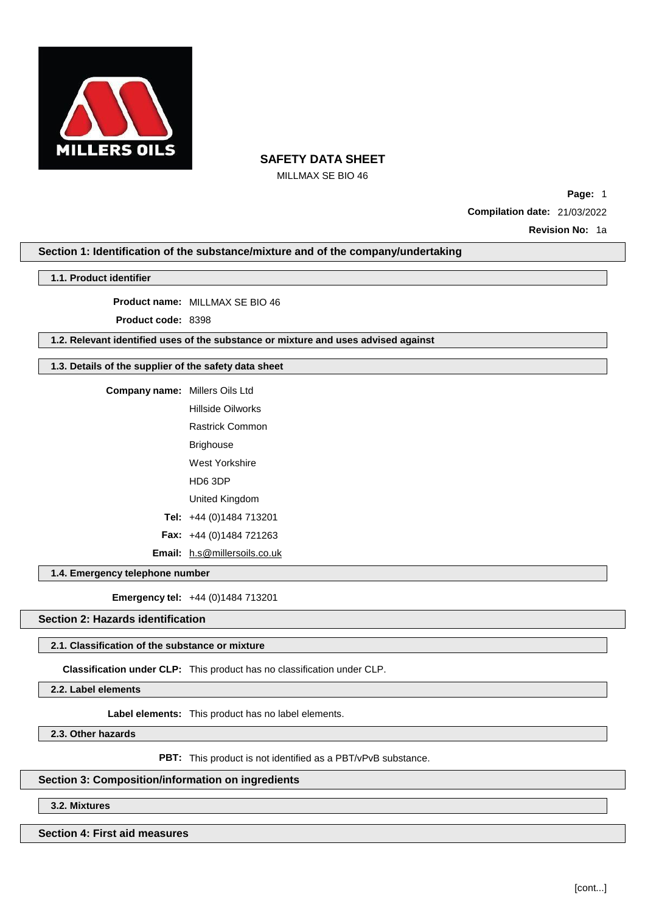# SAFETY DATA SHEET

MILLMAX SE BIO 46

**Page:** 1

**Compilation date:** 21/03/2022

**Revision No:** 1a

## Section 1: Identification of the substance/mixture and of the company/undertaking

### 1.1. Product identifier

**Product name:** MILLMAX SE BIO 46

**Product code:** 8398

### 1.2. Relevant identified uses of the substance or mixture and uses advised against

### 1.3. Details of the supplier of the safety data sheet

**Company name:** Millers Oils Ltd

Hillside Oilworks

Rastrick Common

Brighouse

West Yorkshire

HD6 3DP

United Kingdom

**Tel:** +44 (0)1484 713201

**Fax:** +44 (0)1484 721263

**Email:** h.s@millersoils.co.uk

### 1.4. Emergency telephone number

**Emergency tel:** +44 (0)1484 713201

## Section 2: Hazards identification

### 2.1. Classification of the substance or mixture

**Classification under CLP:** This product has no classification under CLP.

### 2.2. Label elements

**Label elements:** This product has no label elements.

### 2.3. Other hazards

**PBT:** This product is not identified as a PBT/vPvB substance.

## Section 3: Composition/information on ingredients

### 3.2. Mixtures

## Section 4: First aid measures

[cont...]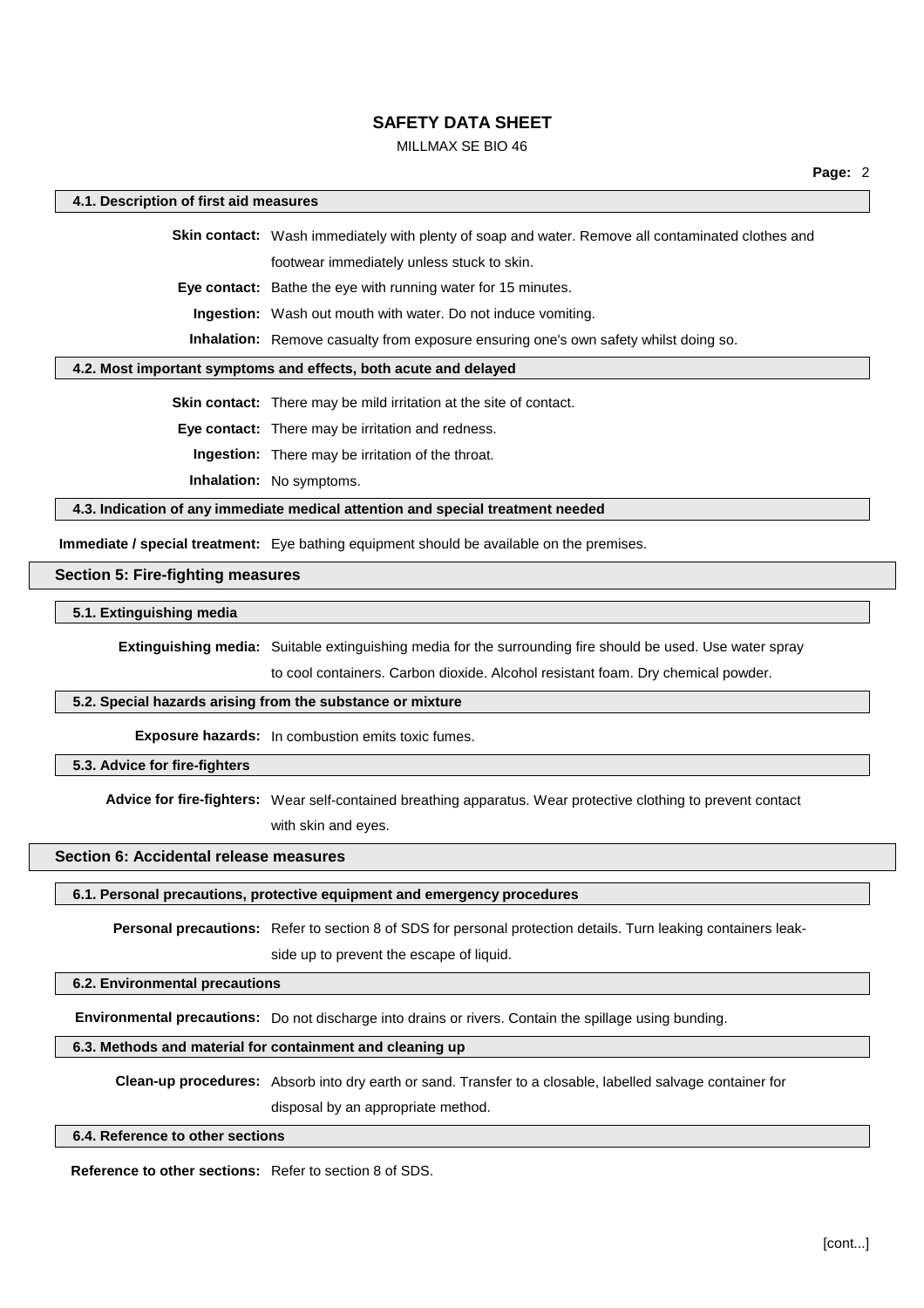### 4.1. Description of first aid measures

**Skin contact:** Wash immediately with plenty of soap and water. Remove all contaminated clothes and footwear immediately unless stuck to skin.

**Eye contact:** Bathe the eye with running water for 15 minutes.

**Ingestion:** Wash out mouth with water. Do not induce vomiting.

**Inhalation:** Remove casualty from exposure ensuring one's own safety whilst doing so.

### 4.2. Most important symptoms and effects, both acute and delayed

**Skin contact:** There may be mild irritation at the site of contact.

**Eye contact:** There may be irritation and redness.

**Ingestion:** There may be irritation of the throat.

**Inhalation:** No symptoms.

### 4.3. Indication of any immediate medical attention and special treatment needed

**Immediate / special treatment:** Eye bathing equipment should be available on the premises.

## Section 5: Fire-fighting measures

### 5.1. Extinguishing media

**Extinguishing media:** Suitable extinguishing media for the surrounding fire should be used. Use water spray to cool containers. Carbon dioxide. Alcohol resistant foam. Dry chemical powder.

### 5.2. Special hazards arising from the substance or mixture

**Exposure hazards:** In combustion emits toxic fumes.

### 5.3. Advice for fire-fighters

**Advice for fire-fighters:** Wear self-contained breathing apparatus. Wear protective clothing to prevent contact with skin and eyes.

## Section 6: Accidental release measures

### 6.1. Personal precautions, protective equipment and emergency procedures

**Personal precautions:** Refer to section 8 of SDS for personal protection details. Turn leaking containers leak-side up to prevent the escape of liquid.

### 6.2. Environmental precautions

**Environmental precautions:** Do not discharge into drains or rivers. Contain the spillage using bunding.

### 6.3. Methods and material for containment and cleaning up

**Clean-up procedures:** Absorb into dry earth or sand. Transfer to a closable, labelled salvage container for disposal by an appropriate method.

### 6.4. Reference to other sections

**Reference to other sections:** Refer to section 8 of SDS.

[cont...]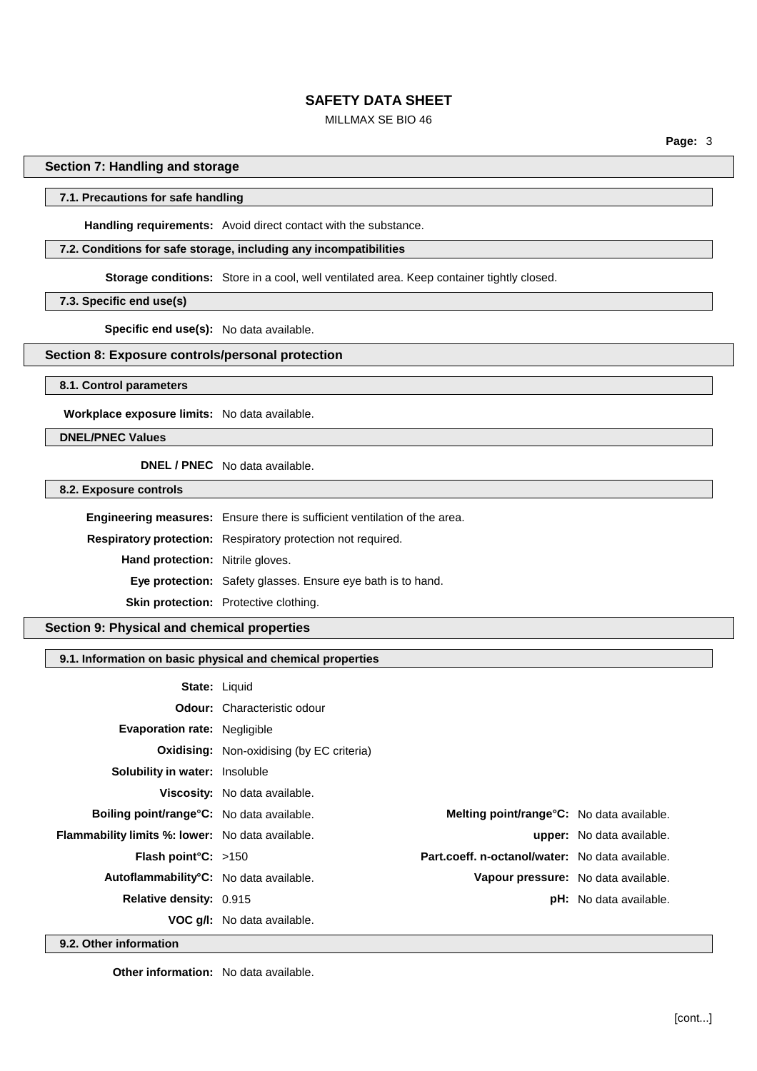## Section 7: Handling and storage

### 7.1. Precautions for safe handling

**Handling requirements:** Avoid direct contact with the substance.

### 7.2. Conditions for safe storage, including any incompatibilities

**Storage conditions:** Store in a cool, well ventilated area. Keep container tightly closed.

### 7.3. Specific end use(s)

**Specific end use(s):** No data available.

## Section 8: Exposure controls/personal protection

### 8.1. Control parameters

**Workplace exposure limits:** No data available.

### DNEL/PNEC Values

**DNEL / PNEC** No data available.

### 8.2. Exposure controls

**Engineering measures:** Ensure there is sufficient ventilation of the area.

**Respiratory protection:** Respiratory protection not required.

**Hand protection:** Nitrile gloves.

**Eye protection:** Safety glasses. Ensure eye bath is to hand.

**Skin protection:** Protective clothing.

## Section 9: Physical and chemical properties

### 9.1. Information on basic physical and chemical properties

**State:** Liquid

**Odour:** Characteristic odour

**Evaporation rate:** Negligible

**Oxidising:** Non-oxidising (by EC criteria)

**Solubility in water:** Insoluble

**Viscosity:** No data available.

**Boiling point/range°C:** No data available.

**Melting point/range°C:** No data available.

**Flammability limits %: lower:** No data available.

**upper:** No data available.

**Flash point°C:** >150

**Part.coeff. n-octanol/water:** No data available.

**Autoflammability°C:** No data available.

**Vapour pressure:** No data available.

**Relative density:** 0.915

**pH:** No data available.

**VOC g/l:** No data available.

### 9.2. Other information

**Other information:** No data available.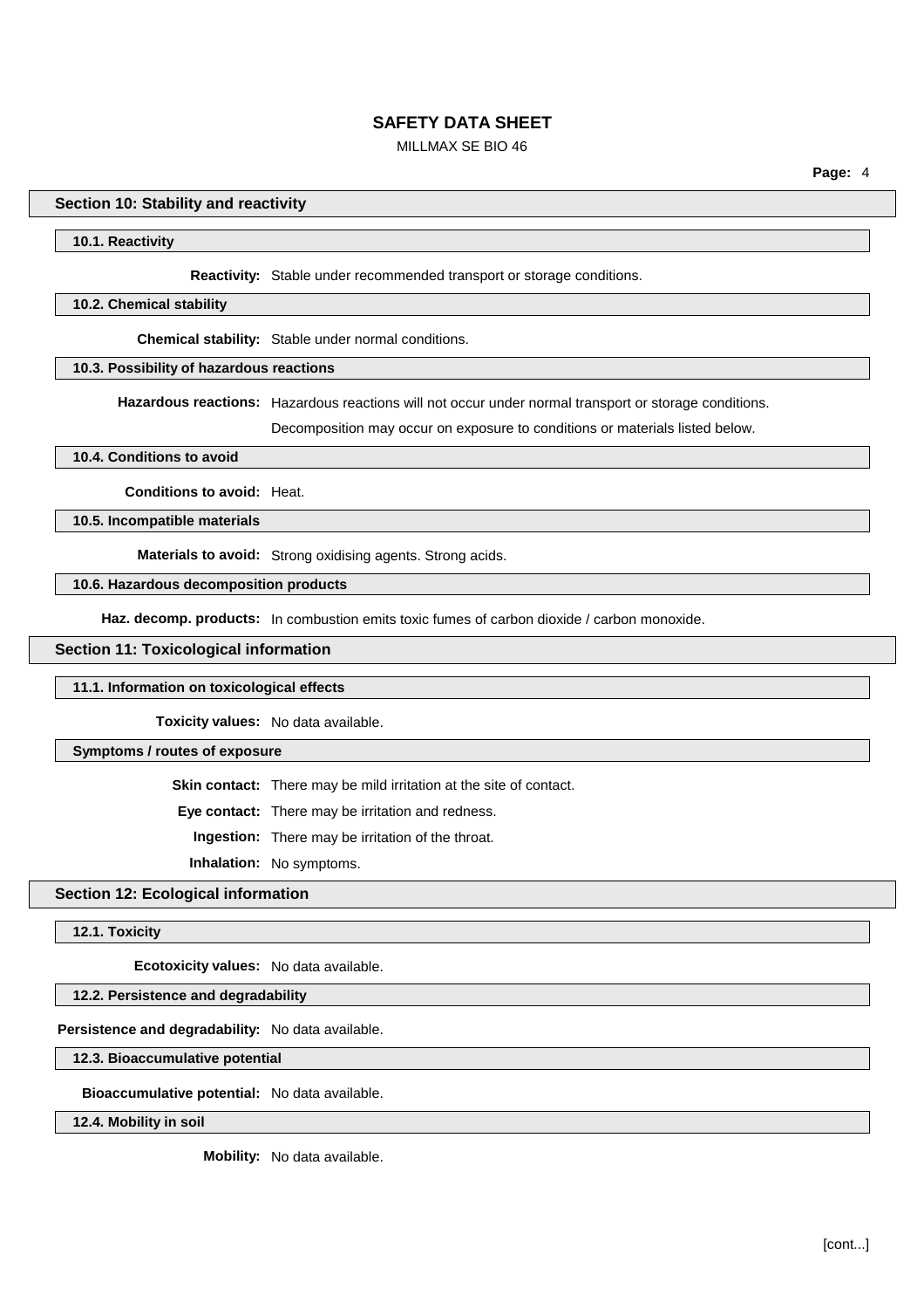## Section 10: Stability and reactivity

### 10.1. Reactivity

**Reactivity:** Stable under recommended transport or storage conditions.

### 10.2. Chemical stability

**Chemical stability:** Stable under normal conditions.

### 10.3. Possibility of hazardous reactions

**Hazardous reactions:** Hazardous reactions will not occur under normal transport or storage conditions.

Decomposition may occur on exposure to conditions or materials listed below.

### 10.4. Conditions to avoid

**Conditions to avoid:** Heat.

### 10.5. Incompatible materials

**Materials to avoid:** Strong oxidising agents. Strong acids.

### 10.6. Hazardous decomposition products

**Haz. decomp. products:** In combustion emits toxic fumes of carbon dioxide / carbon monoxide.

## Section 11: Toxicological information

### 11.1. Information on toxicological effects

**Toxicity values:** No data available.

### Symptoms / routes of exposure

**Skin contact:** There may be mild irritation at the site of contact.

**Eye contact:** There may be irritation and redness.

**Ingestion:** There may be irritation of the throat.

**Inhalation:** No symptoms.

## Section 12: Ecological information

### 12.1. Toxicity

**Ecotoxicity values:** No data available.

### 12.2. Persistence and degradability

**Persistence and degradability:** No data available.

### 12.3. Bioaccumulative potential

**Bioaccumulative potential:** No data available.

### 12.4. Mobility in soil

**Mobility:** No data available.

[cont...]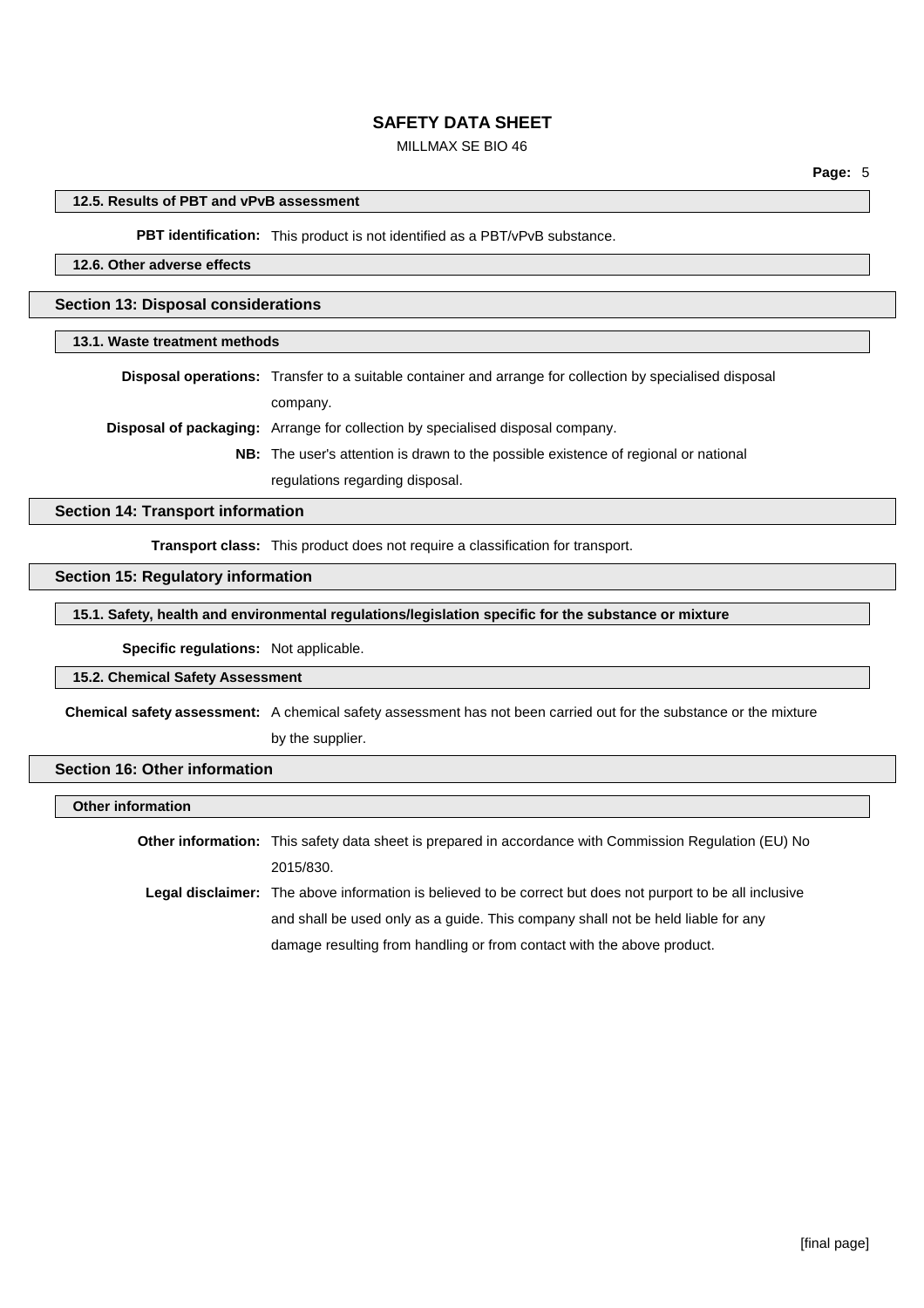### 12.5. Results of PBT and vPvB assessment

**PBT identification:** This product is not identified as a PBT/vPvB substance.

### 12.6. Other adverse effects

## Section 13: Disposal considerations

### 13.1. Waste treatment methods

**Disposal operations:** Transfer to a suitable container and arrange for collection by specialised disposal company.

**Disposal of packaging:** Arrange for collection by specialised disposal company.

**NB:** The user's attention is drawn to the possible existence of regional or national regulations regarding disposal.

## Section 14: Transport information

**Transport class:** This product does not require a classification for transport.

## Section 15: Regulatory information

### 15.1. Safety, health and environmental regulations/legislation specific for the substance or mixture

**Specific regulations:** Not applicable.

### 15.2. Chemical Safety Assessment

**Chemical safety assessment:** A chemical safety assessment has not been carried out for the substance or the mixture by the supplier.

## Section 16: Other information

### Other information

**Other information:** This safety data sheet is prepared in accordance with Commission Regulation (EU) No 2015/830.

**Legal disclaimer:** The above information is believed to be correct but does not purport to be all inclusive and shall be used only as a guide. This company shall not be held liable for any damage resulting from handling or from contact with the above product.

[final page]